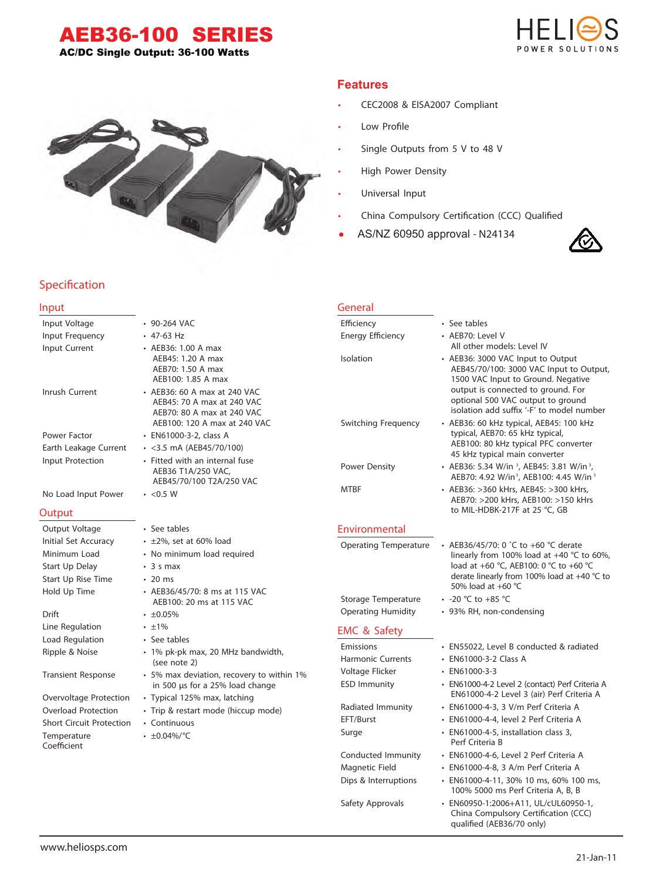# AEB36-100 SERIES

**AC/DC Single Output: 36-100 Watts**

HELIOS POWER SOLUTIONS

## Features

- CEC2008 & EISA2007 Compliant
- Low Profile
- Single Outputs from 5 V to 48 V
- High Power Density
- Universal Input
- China Compulsory Certification (CCC) Qualified
- AS/NZ 60950 approval - N24134

## Specification

### Input

| | |
|---|---|
| Input Voltage | • 90-264 VAC |
| Input Frequency | • 47-63 Hz |
| Input Current | • AEB36: 1.00 A max<br>AEB45: 1.20 A max<br>AEB70: 1.50 A max<br>AEB100: 1.85 A max |
| Inrush Current | • AEB36: 60 A max at 240 VAC<br>AEB45: 70 A max at 240 VAC<br>AEB70: 80 A max at 240 VAC<br>AEB100: 120 A max at 240 VAC |
| Power Factor | • EN61000-3-2, class A |
| Earth Leakage Current | • <3.5 mA (AEB45/70/100) |
| Input Protection | • Fitted with an internal fuse<br>AEB36 T1A/250 VAC,<br>AEB45/70/100 T2A/250 VAC |
| No Load Input Power | • <0.5 W |

### Output

| | |
|---|---|
| Output Voltage | • See tables |
| Initial Set Accuracy | • ±2%, set at 60% load |
| Minimum Load | • No minimum load required |
| Start Up Delay | • 3 s max |
| Start Up Rise Time | • 20 ms |
| Hold Up Time | • AEB36/45/70: 8 ms at 115 VAC<br>AEB100: 20 ms at 115 VAC |
| Drift | • ±0.05% |
| Line Regulation | • ±1% |
| Load Regulation | • See tables |
| Ripple & Noise | • 1% pk-pk max, 20 MHz bandwidth,<br>(see note 2) |
| Transient Response | • 5% max deviation, recovery to within 1% in 500 µs for a 25% load change |
| Overvoltage Protection | • Typical 125% max, latching |
| Overload Protection | • Trip & restart mode (hiccup mode) |
| Short Circuit Protection | • Continuous |
| Temperature Coefficient | • ±0.04%/°C |

### General

| | |
|---|---|
| Efficiency | • See tables |
| Energy Efficiency | • AEB70: Level V<br>All other models: Level IV |
| Isolation | • AEB36: 3000 VAC Input to Output<br>AEB45/70/100: 3000 VAC Input to Output, 1500 VAC Input to Ground. Negative output is connected to ground. For optional 500 VAC output to ground isolation add suffix '-F' to model number |
| Switching Frequency | • AEB36: 60 kHz typical, AEB45: 100 kHz typical, AEB70: 65 kHz typical,<br>AEB100: 80 kHz typical PFC converter<br>45 kHz typical main converter |
| Power Density | • AEB36: 5.34 W/in³, AEB45: 3.81 W/in³,<br>AEB70: 4.92 W/in³, AEB100: 4.45 W/in³ |
| MTBF | • AEB36: >360 kHrs, AEB45: >300 kHrs,<br>AEB70: >200 kHrs, AEB100: >150 kHrs<br>to MIL-HDBK-217F at 25 °C, GB |

### Environmental

| | |
|---|---|
| Operating Temperature | • AEB36/45/70: 0 °C to +60 °C derate linearly from 100% load at +40 °C to 60%, load at +60 °C, AEB100: 0 °C to +60 °C derate linearly from 100% load at +40 °C to 50% load at +60 °C |
| Storage Temperature | • -20 °C to +85 °C |
| Operating Humidity | • 93% RH, non-condensing |

### EMC & Safety

| | |
|---|---|
| Emissions | • EN55022, Level B conducted & radiated |
| Harmonic Currents | • EN61000-3-2 Class A |
| Voltage Flicker | • EN61000-3-3 |
| ESD Immunity | • EN61000-4-2 Level 2 (contact) Perf Criteria A<br>EN61000-4-2 Level 3 (air) Perf Criteria A |
| Radiated Immunity | • EN61000-4-3, 3 V/m Perf Criteria A |
| EFT/Burst | • EN61000-4-4, level 2 Perf Criteria A |
| Surge | • EN61000-4-5, installation class 3,<br>Perf Criteria B |
| Conducted Immunity | • EN61000-4-6, Level 2 Perf Criteria A |
| Magnetic Field | • EN61000-4-8, 3 A/m Perf Criteria A |
| Dips & Interruptions | • EN61000-4-11, 30% 10 ms, 60% 100 ms,<br>100% 5000 ms Perf Criteria A, B, B |
| Safety Approvals | • EN60950-1:2006+A11, UL/cUL60950-1,<br>China Compulsory Certification (CCC)<br>qualified (AEB36/70 only) |

www.heliosps.com

21-Jan-11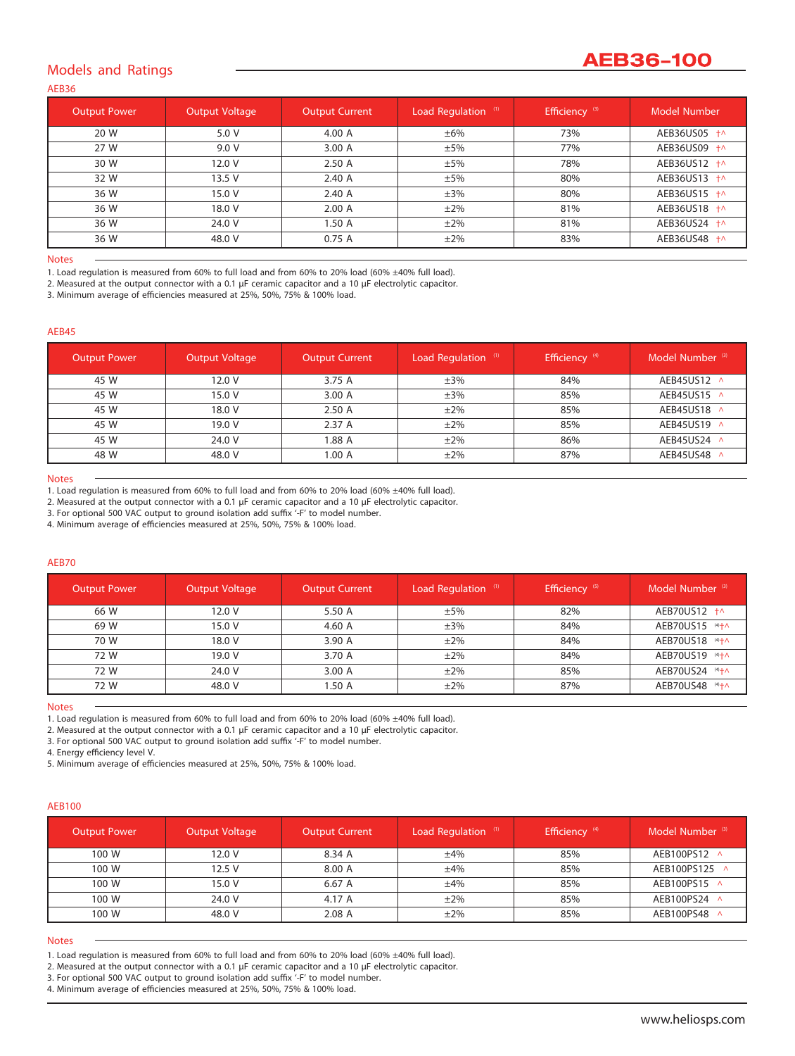## AEB36-100

## Models and Ratings

### AEB36

| Output Power | Output Voltage | Output Current | Load Regulation [1] | Efficiency [3] | Model Number |
|---|---|---|---|---|---|
| 20 W | 5.0 V | 4.00 A | ±6% | 73% | AEB36US05 †^ |
| 27 W | 9.0 V | 3.00 A | ±5% | 77% | AEB36US09 †^ |
| 30 W | 12.0 V | 2.50 A | ±5% | 78% | AEB36US12 †^ |
| 32 W | 13.5 V | 2.40 A | ±5% | 80% | AEB36US13 †^ |
| 36 W | 15.0 V | 2.40 A | ±3% | 80% | AEB36US15 †^ |
| 36 W | 18.0 V | 2.00 A | ±2% | 81% | AEB36US18 †^ |
| 36 W | 24.0 V | 1.50 A | ±2% | 81% | AEB36US24 †^ |
| 36 W | 48.0 V | 0.75 A | ±2% | 83% | AEB36US48 †^ |

Notes

1. Load regulation is measured from 60% to full load and from 60% to 20% load (60% ±40% full load).
2. Measured at the output connector with a 0.1 µF ceramic capacitor and a 10 µF electrolytic capacitor.
3. Minimum average of efficiencies measured at 25%, 50%, 75% & 100% load.

### AEB45

| Output Power | Output Voltage | Output Current | Load Regulation [1] | Efficiency [4] | Model Number [3] |
|---|---|---|---|---|---|
| 45 W | 12.0 V | 3.75 A | ±3% | 84% | AEB45US12 ^ |
| 45 W | 15.0 V | 3.00 A | ±3% | 85% | AEB45US15 ^ |
| 45 W | 18.0 V | 2.50 A | ±2% | 85% | AEB45US18 ^ |
| 45 W | 19.0 V | 2.37 A | ±2% | 85% | AEB45US19 ^ |
| 45 W | 24.0 V | 1.88 A | ±2% | 86% | AEB45US24 ^ |
| 48 W | 48.0 V | 1.00 A | ±2% | 87% | AEB45US48 ^ |

Notes

1. Load regulation is measured from 60% to full load and from 60% to 20% load (60% ±40% full load).
2. Measured at the output connector with a 0.1 µF ceramic capacitor and a 10 µF electrolytic capacitor.
3. For optional 500 VAC output to ground isolation add suffix '-F' to model number.
4. Minimum average of efficiencies measured at 25%, 50%, 75% & 100% load.

### AEB70

| Output Power | Output Voltage | Output Current | Load Regulation [1] | Efficiency [5] | Model Number [3] |
|---|---|---|---|---|---|
| 66 W | 12.0 V | 5.50 A | ±5% | 82% | AEB70US12 †^ |
| 69 W | 15.0 V | 4.60 A | ±3% | 84% | AEB70US15 [4]†^ |
| 70 W | 18.0 V | 3.90 A | ±2% | 84% | AEB70US18 [4]†^ |
| 72 W | 19.0 V | 3.70 A | ±2% | 84% | AEB70US19 [4]†^ |
| 72 W | 24.0 V | 3.00 A | ±2% | 85% | AEB70US24 [4]†^ |
| 72 W | 48.0 V | 1.50 A | ±2% | 87% | AEB70US48 [4]†^ |

Notes

1. Load regulation is measured from 60% to full load and from 60% to 20% load (60% ±40% full load).
2. Measured at the output connector with a 0.1 µF ceramic capacitor and a 10 µF electrolytic capacitor.
3. For optional 500 VAC output to ground isolation add suffix '-F' to model number.
4. Energy efficiency level V.
5. Minimum average of efficiencies measured at 25%, 50%, 75% & 100% load.

### AEB100

| Output Power | Output Voltage | Output Current | Load Regulation [1] | Efficiency [4] | Model Number [3] |
|---|---|---|---|---|---|
| 100 W | 12.0 V | 8.34 A | ±4% | 85% | AEB100PS12 ^ |
| 100 W | 12.5 V | 8.00 A | ±4% | 85% | AEB100PS125 ^ |
| 100 W | 15.0 V | 6.67 A | ±4% | 85% | AEB100PS15 ^ |
| 100 W | 24.0 V | 4.17 A | ±2% | 85% | AEB100PS24 ^ |
| 100 W | 48.0 V | 2.08 A | ±2% | 85% | AEB100PS48 ^ |

Notes

1. Load regulation is measured from 60% to full load and from 60% to 20% load (60% ±40% full load).
2. Measured at the output connector with a 0.1 µF ceramic capacitor and a 10 µF electrolytic capacitor.
3. For optional 500 VAC output to ground isolation add suffix '-F' to model number.
4. Minimum average of efficiencies measured at 25%, 50%, 75% & 100% load.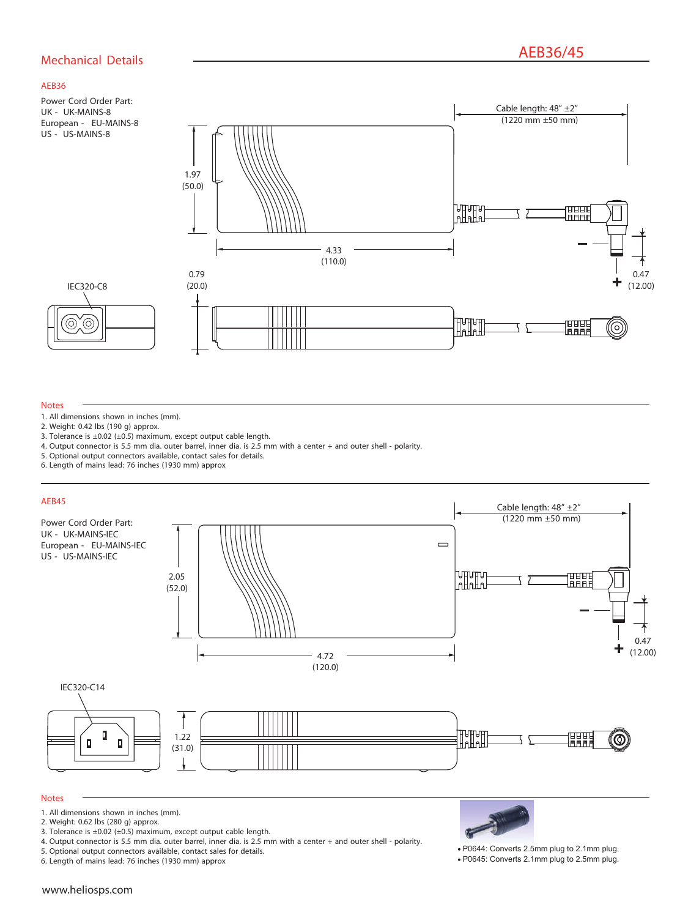## Mechanical Details

# AEB36/45

### AEB36

Power Cord Order Part:
UK - UK-MAINS-8
European - EU-MAINS-8
US - US-MAINS-8

Cable length: 48" ±2" (1220 mm ±50 mm)

1.97 (50.0)

4.33 (110.0)

0.79 (20.0)

0.47 (12.00)

IEC320-C8

#### Notes

1. All dimensions shown in inches (mm).
2. Weight: 0.42 lbs (190 g) approx.
3. Tolerance is ±0.02 (±0.5) maximum, except output cable length.
4. Output connector is 5.5 mm dia. outer barrel, inner dia. is 2.5 mm with a center + and outer shell - polarity.
5. Optional output connectors available, contact sales for details.
6. Length of mains lead: 76 inches (1930 mm) approx

### AEB45

Power Cord Order Part:
UK - UK-MAINS-IEC
European - EU-MAINS-IEC
US - US-MAINS-IEC

Cable length: 48" ±2" (1220 mm ±50 mm)

2.05 (52.0)

4.72 (120.0)

0.47 (12.00)

IEC320-C14

1.22 (31.0)

#### Notes

1. All dimensions shown in inches (mm).
2. Weight: 0.62 lbs (280 g) approx.
3. Tolerance is ±0.02 (±0.5) maximum, except output cable length.
4. Output connector is 5.5 mm dia. outer barrel, inner dia. is 2.5 mm with a center + and outer shell - polarity.
5. Optional output connectors available, contact sales for details.
6. Length of mains lead: 76 inches (1930 mm) approx

- P0644: Converts 2.5mm plug to 2.1mm plug.
- P0645: Converts 2.1mm plug to 2.5mm plug.

www.heliosps.com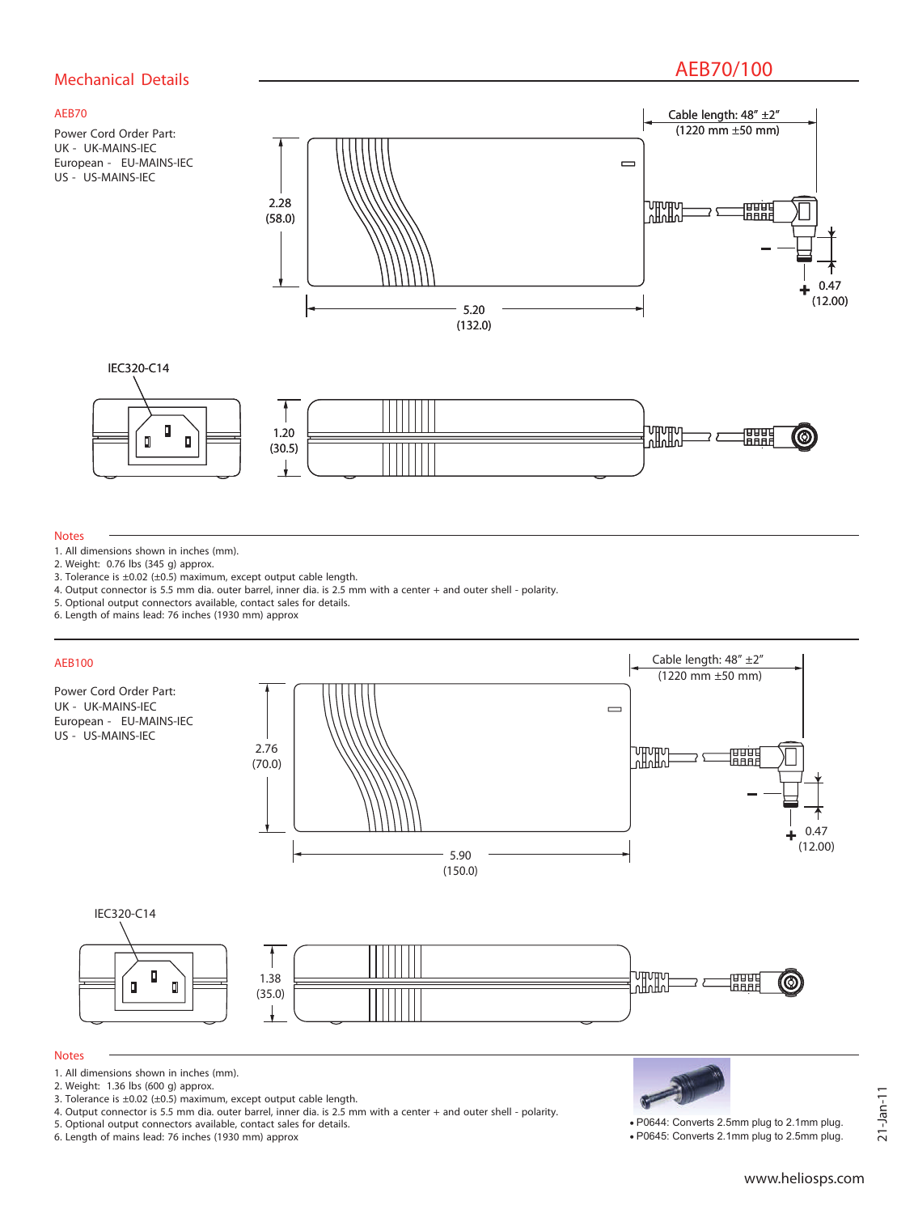## Mechanical Details

# AEB70/100

### AEB70

Power Cord Order Part:
UK - UK-MAINS-IEC
European - EU-MAINS-IEC
US - US-MAINS-IEC

Cable length: 48" ±2"
(1220 mm ±50 mm)

2.28
(58.0)

5.20
(132.0)

0.47
(12.00)

IEC320-C14

1.20
(30.5)

**Notes**

1. All dimensions shown in inches (mm).
2. Weight: 0.76 lbs (345 g) approx.
3. Tolerance is ±0.02 (±0.5) maximum, except output cable length.
4. Output connector is 5.5 mm dia. outer barrel, inner dia. is 2.5 mm with a center + and outer shell - polarity.
5. Optional output connectors available, contact sales for details.
6. Length of mains lead: 76 inches (1930 mm) approx

### AEB100

Power Cord Order Part:
UK - UK-MAINS-IEC
European - EU-MAINS-IEC
US - US-MAINS-IEC

Cable length: 48" ±2"
(1220 mm ±50 mm)

2.76
(70.0)

5.90
(150.0)

0.47
(12.00)

IEC320-C14

1.38
(35.0)

**Notes**

1. All dimensions shown in inches (mm).
2. Weight: 1.36 lbs (600 g) approx.
3. Tolerance is ±0.02 (±0.5) maximum, except output cable length.
4. Output connector is 5.5 mm dia. outer barrel, inner dia. is 2.5 mm with a center + and outer shell - polarity.
5. Optional output connectors available, contact sales for details.
6. Length of mains lead: 76 inches (1930 mm) approx

- P0644: Converts 2.5mm plug to 2.1mm plug.
- P0645: Converts 2.1mm plug to 2.5mm plug.

21-Jan-11

www.heliosps.com